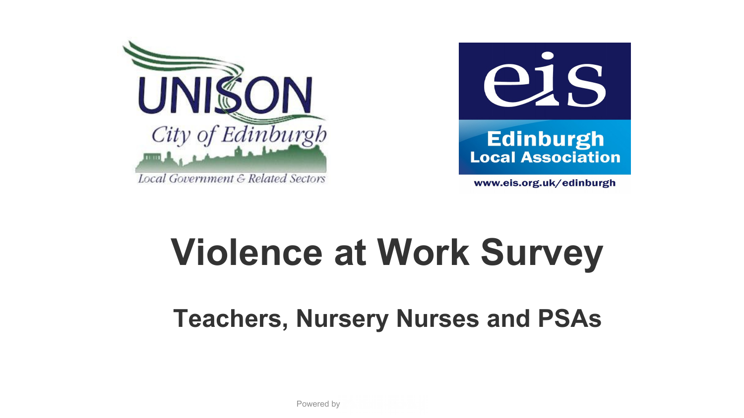UNISON City of Edinburgh — Local Government & Related Sectors

eis Edinburgh Local Association — www.eis.org.uk/edinburgh

# Violence at Work Survey

## Teachers, Nursery Nurses and PSAs

Powered by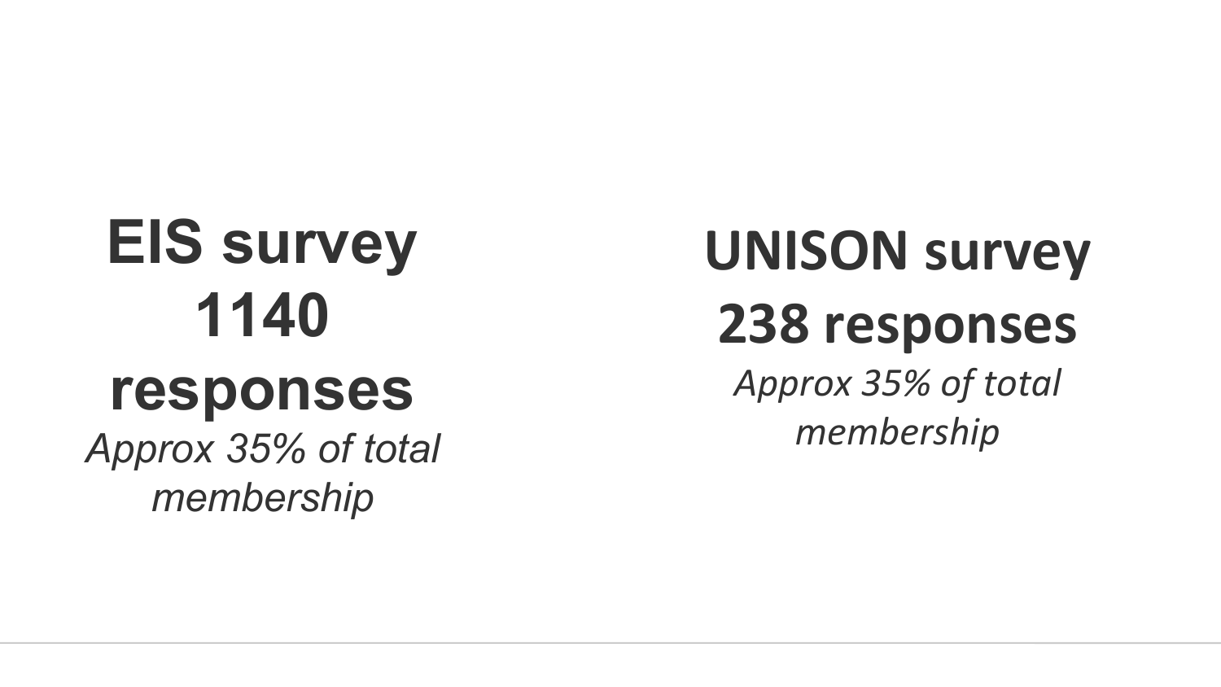**EIS survey 1140 responses**

*Approx 35% of total membership*

**UNISON survey 238 responses**

*Approx 35% of total membership*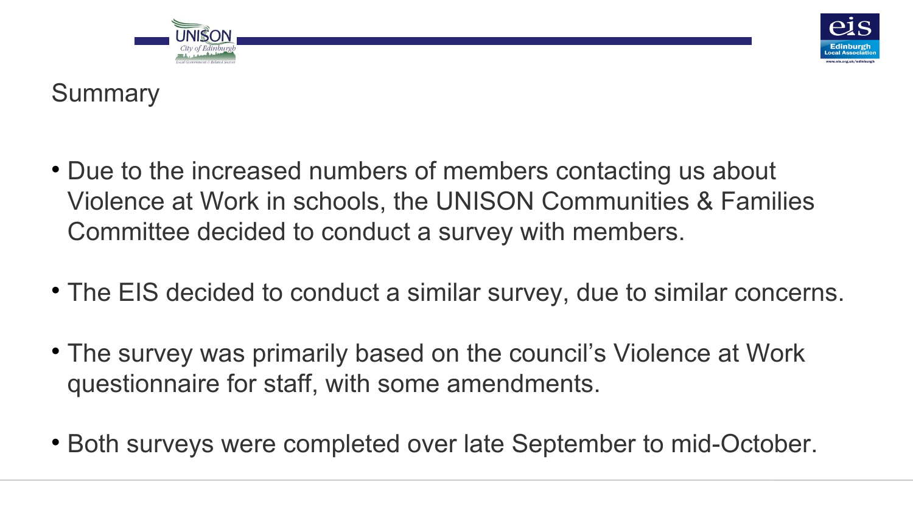# Summary

- Due to the increased numbers of members contacting us about Violence at Work in schools, the UNISON Communities & Families Committee decided to conduct a survey with members.
- The EIS decided to conduct a similar survey, due to similar concerns.
- The survey was primarily based on the council's Violence at Work questionnaire for staff, with some amendments.
- Both surveys were completed over late September to mid-October.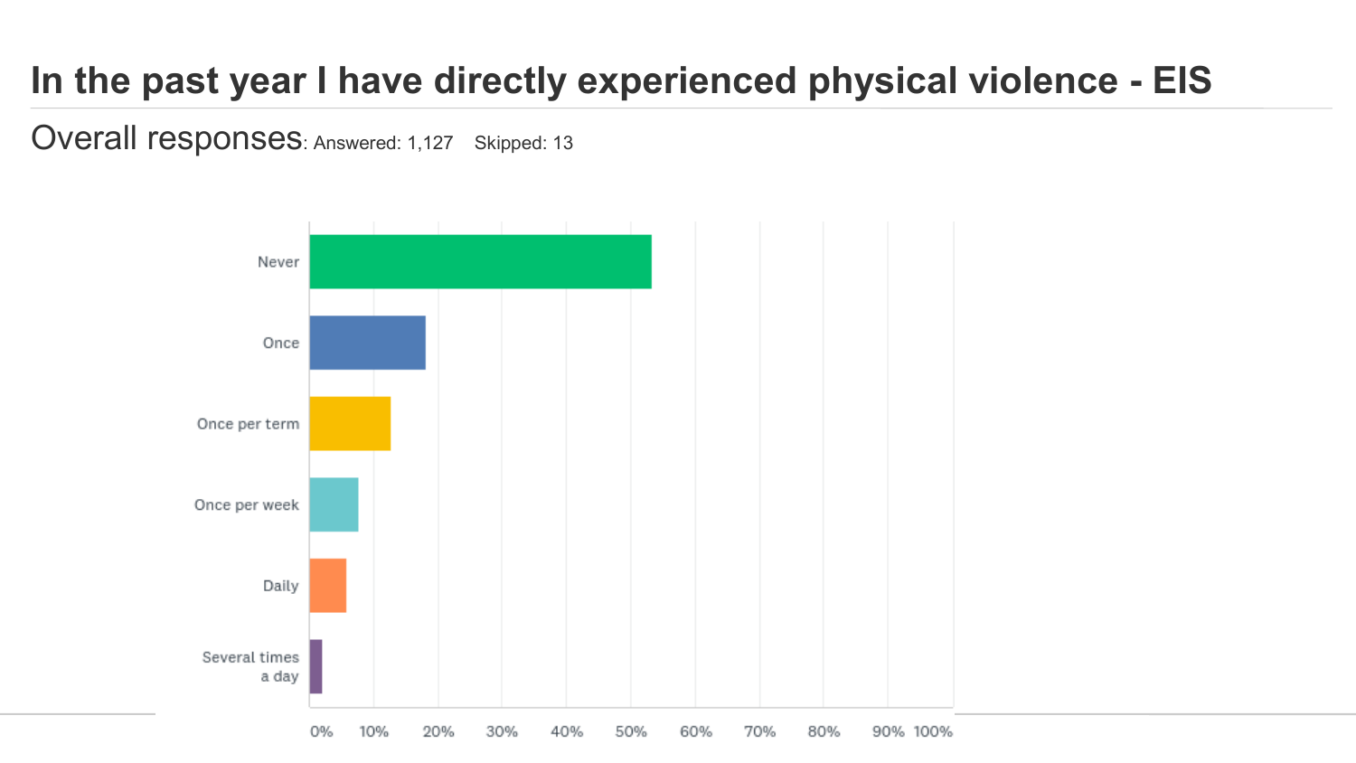# In the past year I have directly experienced physical violence - EIS

Overall responses: Answered: 1,127 Skipped: 13

Never

Once

Once per term

Once per week

Daily

Several times a day

0% 10% 20% 30% 40% 50% 60% 70% 80% 90% 100%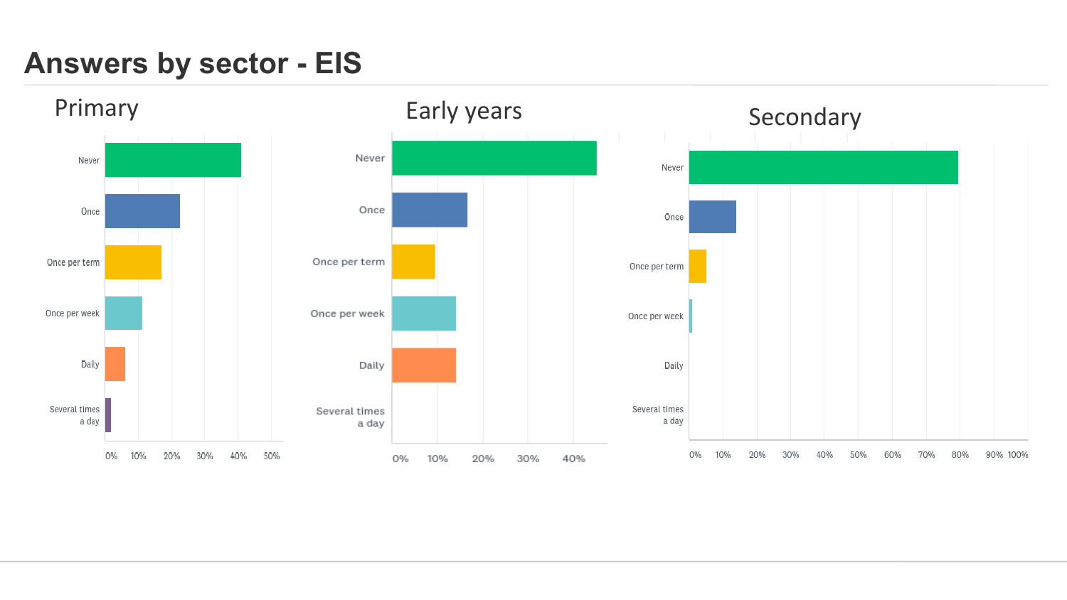# Answers by sector - EIS

## Primary

- Never
- Once
- Once per term
- Once per week
- Daily
- Several times a day

0% 10% 20% 30% 40% 50%

## Early years

- Never
- Once
- Once per term
- Once per week
- Daily
- Several times a day

0% 10% 20% 30% 40%

## Secondary

- Never
- Once
- Once per term
- Once per week
- Daily
- Several times a day

0% 10% 20% 30% 40% 50% 60% 70% 80% 90% 100%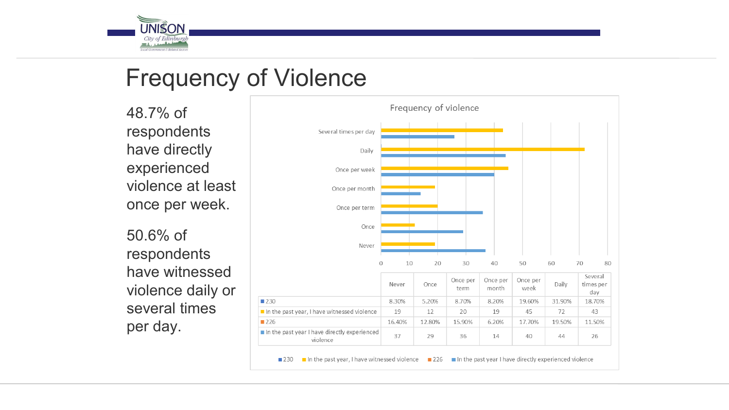# Frequency of Violence

48.7% of respondents have directly experienced violence at least once per week.

50.6% of respondents have witnessed violence daily or several times per day.

Frequency of violence

| | Never | Once | Once per term | Once per month | Once per week | Daily | Several times per day |
|---|---|---|---|---|---|---|---|
| 230 | 8.30% | 5.20% | 8.70% | 8.20% | 19.60% | 31.90% | 18.70% |
| In the past year, I have witnessed violence | 19 | 12 | 20 | 19 | 45 | 72 | 43 |
| 226 | 16.40% | 12.80% | 15.90% | 6.20% | 17.70% | 19.50% | 11.50% |
| In the past year I have directly experienced violence | 37 | 29 | 36 | 14 | 40 | 44 | 26 |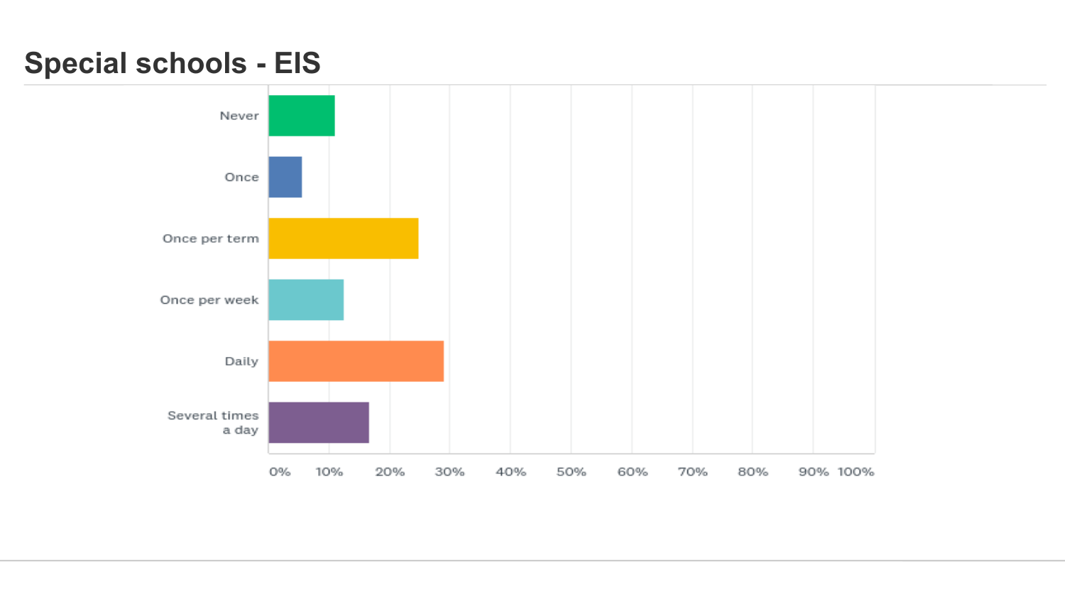# Special schools - EIS

Never

Once

Once per term

Once per week

Daily

Several times a day

0% 10% 20% 30% 40% 50% 60% 70% 80% 90% 100%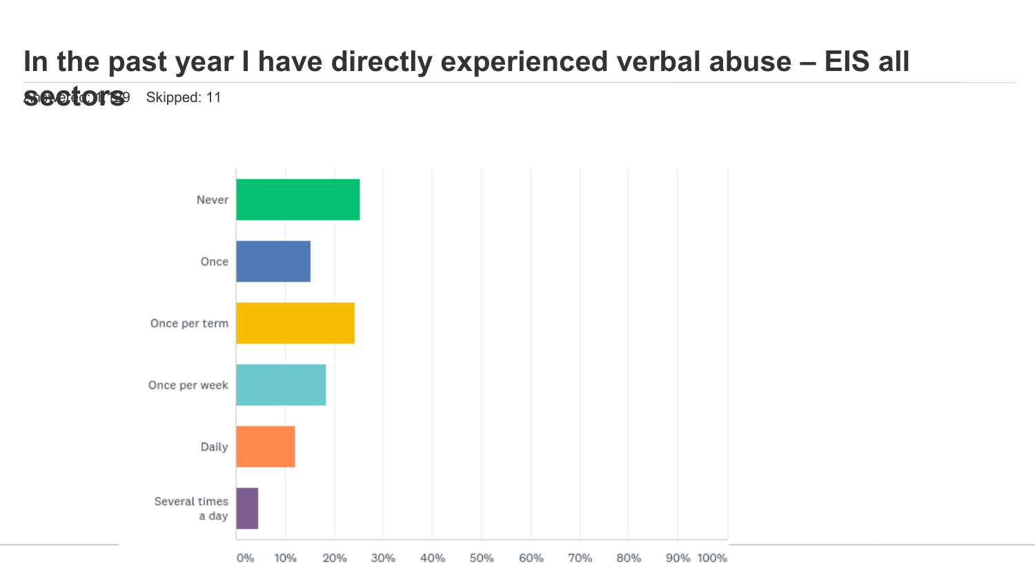# In the past year I have directly experienced verbal abuse – EIS all sectors

Answered: 1,129 Skipped: 11

| Response | Approx. % |
|---|---|
| Never | ~25% |
| Once | ~15% |
| Once per term | ~24% |
| Once per week | ~18% |
| Daily | ~12% |
| Several times a day | ~4% |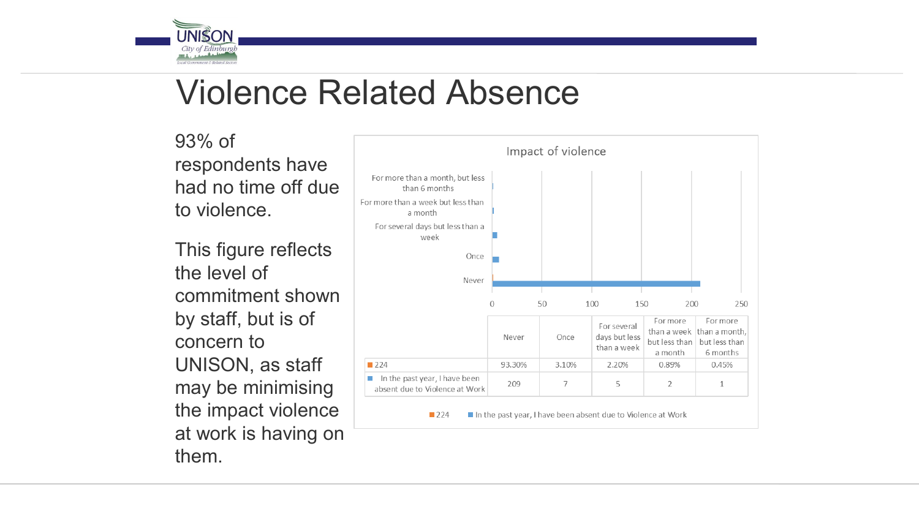# Violence Related Absence

93% of respondents have had no time off due to violence.

This figure reflects the level of commitment shown by staff, but is of concern to UNISON, as staff may be minimising the impact violence at work is having on them.

**Impact of violence**

| | Never | Once | For several days but less than a week | For more than a week but less than a month | For more than a month, but less than 6 months |
|---|---|---|---|---|---|
| 224 | 93.30% | 3.10% | 2.20% | 0.89% | 0.45% |
| In the past year, I have been absent due to Violence at Work | 209 | 7 | 5 | 2 | 1 |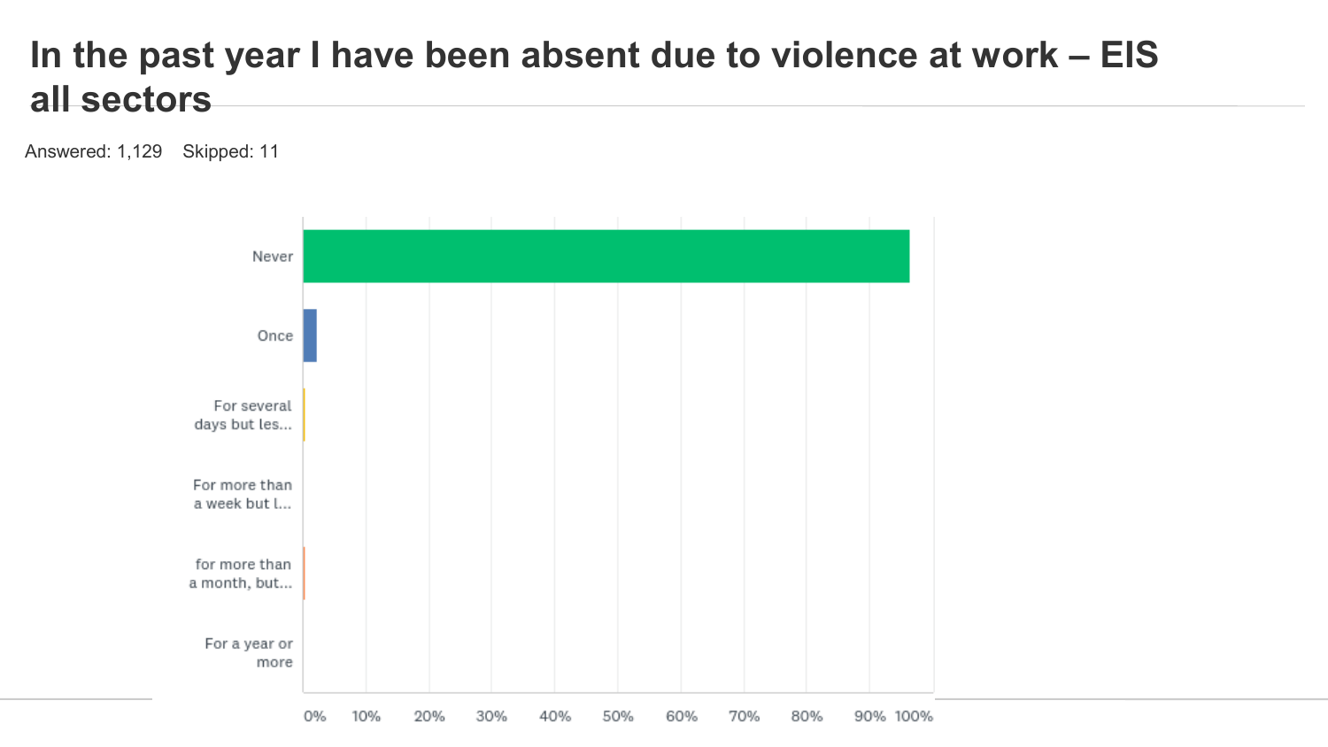# In the past year I have been absent due to violence at work – EIS all sectors

Answered: 1,129 Skipped: 11

Never

Once

For several days but les...

For more than a week but l...

for more than a month, but...

For a year or more

0% 10% 20% 30% 40% 50% 60% 70% 80% 90% 100%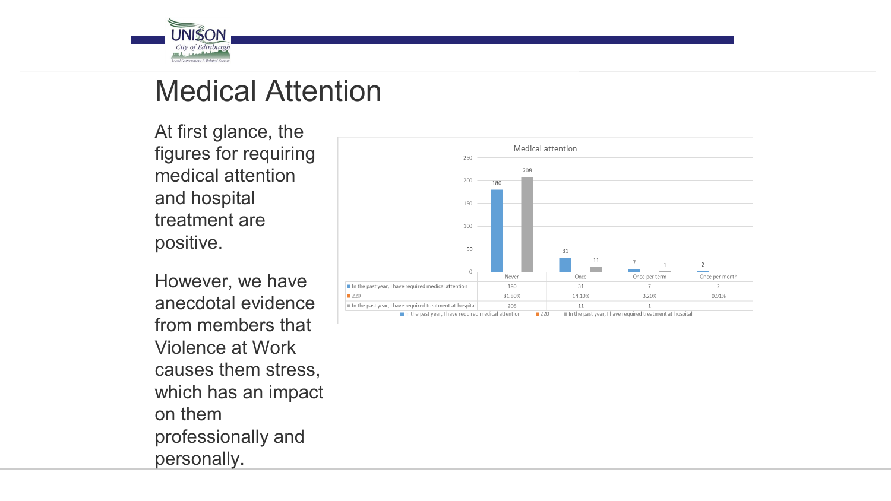# Medical Attention

At first glance, the figures for requiring medical attention and hospital treatment are positive.

However, we have anecdotal evidence from members that Violence at Work causes them stress, which has an impact on them professionally and personally.

**Medical attention**

| | Never | Once | Once per term | Once per month |
|---|---|---|---|---|
| In the past year, I have required medical attention | 180 | 31 | 7 | 2 |
| 220 | 81.80% | 14.10% | 3.20% | 0.91% |
| In the past year, I have required treatment at hospital | 208 | 11 | 1 | |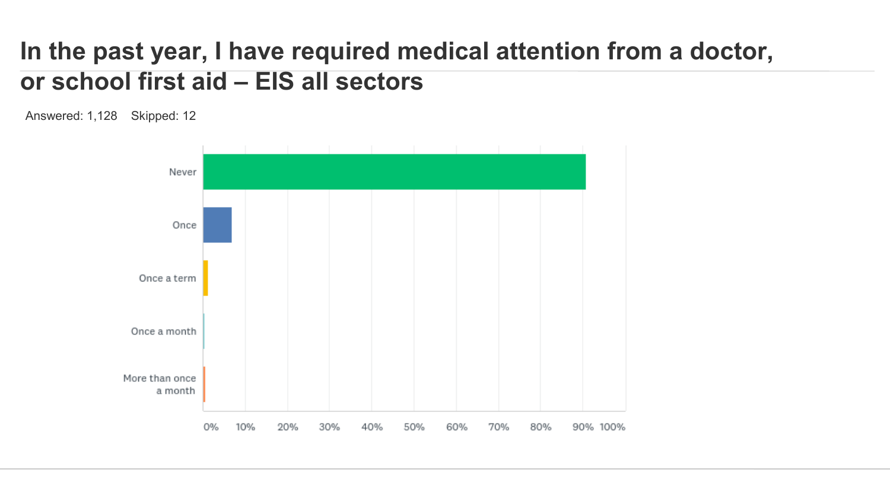# In the past year, I have required medical attention from a doctor, or school first aid – EIS all sectors

Answered: 1,128 Skipped: 12

Never

Once

Once a term

Once a month

More than once a month

0% 10% 20% 30% 40% 50% 60% 70% 80% 90% 100%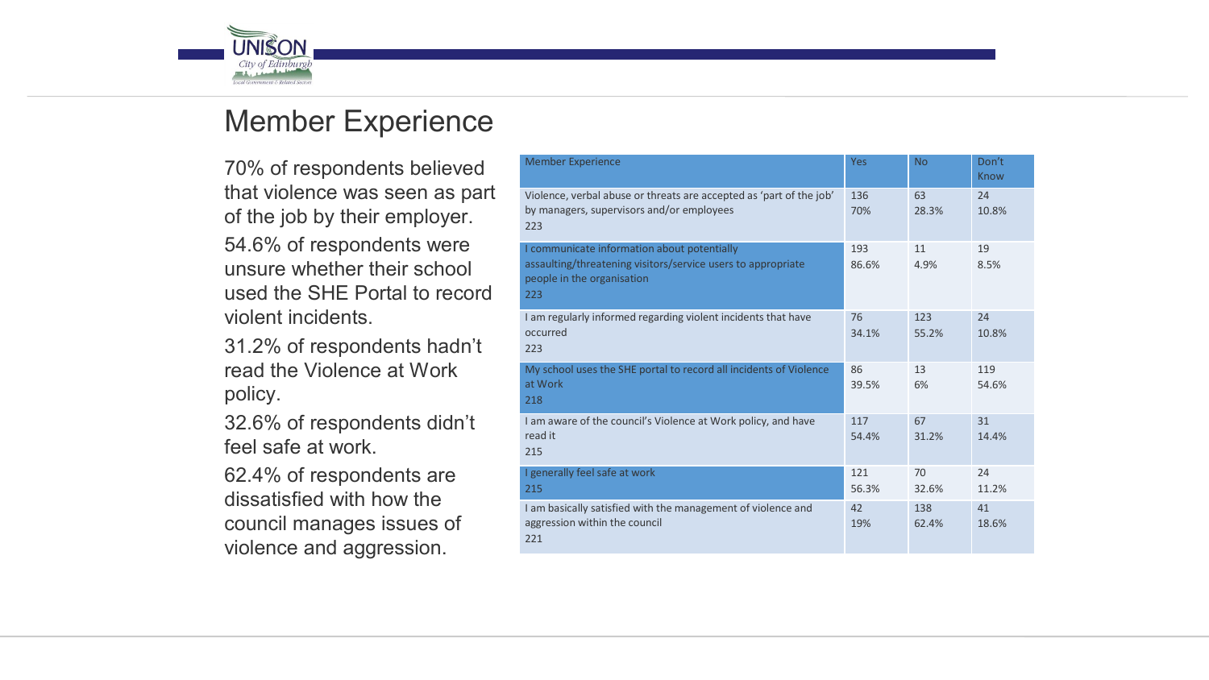# Member Experience

70% of respondents believed that violence was seen as part of the job by their employer.

54.6% of respondents were unsure whether their school used the SHE Portal to record violent incidents.

31.2% of respondents hadn't read the Violence at Work policy.

32.6% of respondents didn't feel safe at work.

62.4% of respondents are dissatisfied with how the council manages issues of violence and aggression.

| Member Experience | Yes | No | Don't Know |
|---|---|---|---|
| Violence, verbal abuse or threats are accepted as 'part of the job' by managers, supervisors and/or employees 223 | 136 70% | 63 28.3% | 24 10.8% |
| I communicate information about potentially assaulting/threatening visitors/service users to appropriate people in the organisation 223 | 193 86.6% | 11 4.9% | 19 8.5% |
| I am regularly informed regarding violent incidents that have occurred 223 | 76 34.1% | 123 55.2% | 24 10.8% |
| My school uses the SHE portal to record all incidents of Violence at Work 218 | 86 39.5% | 13 6% | 119 54.6% |
| I am aware of the council's Violence at Work policy, and have read it 215 | 117 54.4% | 67 31.2% | 31 14.4% |
| I generally feel safe at work 215 | 121 56.3% | 70 32.6% | 24 11.2% |
| I am basically satisfied with the management of violence and aggression within the council 221 | 42 19% | 138 62.4% | 41 18.6% |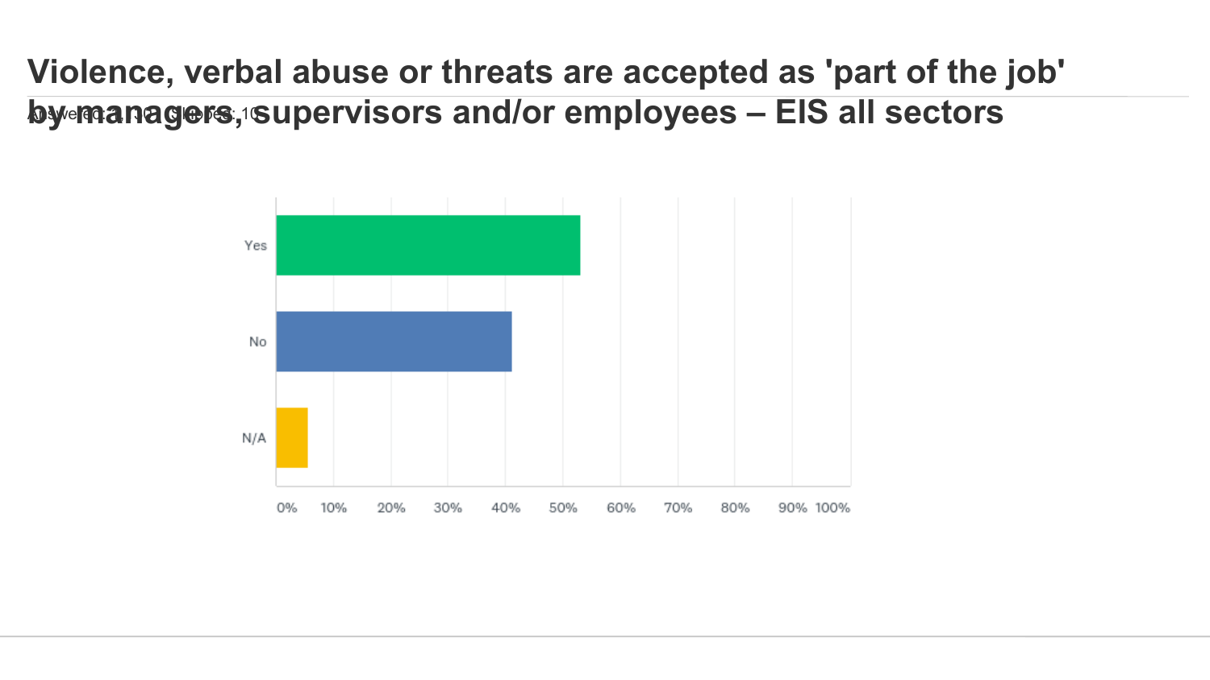# Violence, verbal abuse or threats are accepted as 'part of the job' by managers, supervisors and/or employees – EIS all sectors

Answered: 1,0?? Skipped: 10

| Response | Approx. % |
|---|---|
| Yes | ~53% |
| No | ~41% |
| N/A | ~5% |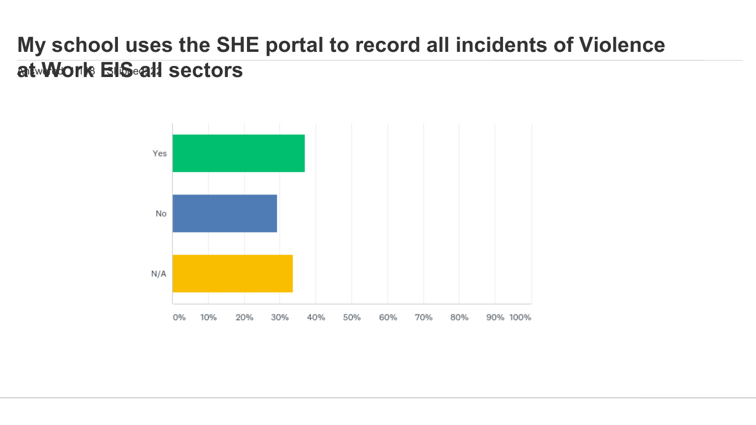# My school uses the SHE portal to record all incidents of Violence at Work EIS all sectors

Answered: 118 Skipped: 22

Yes

No

N/A

0% 10% 20% 30% 40% 50% 60% 70% 80% 90% 100%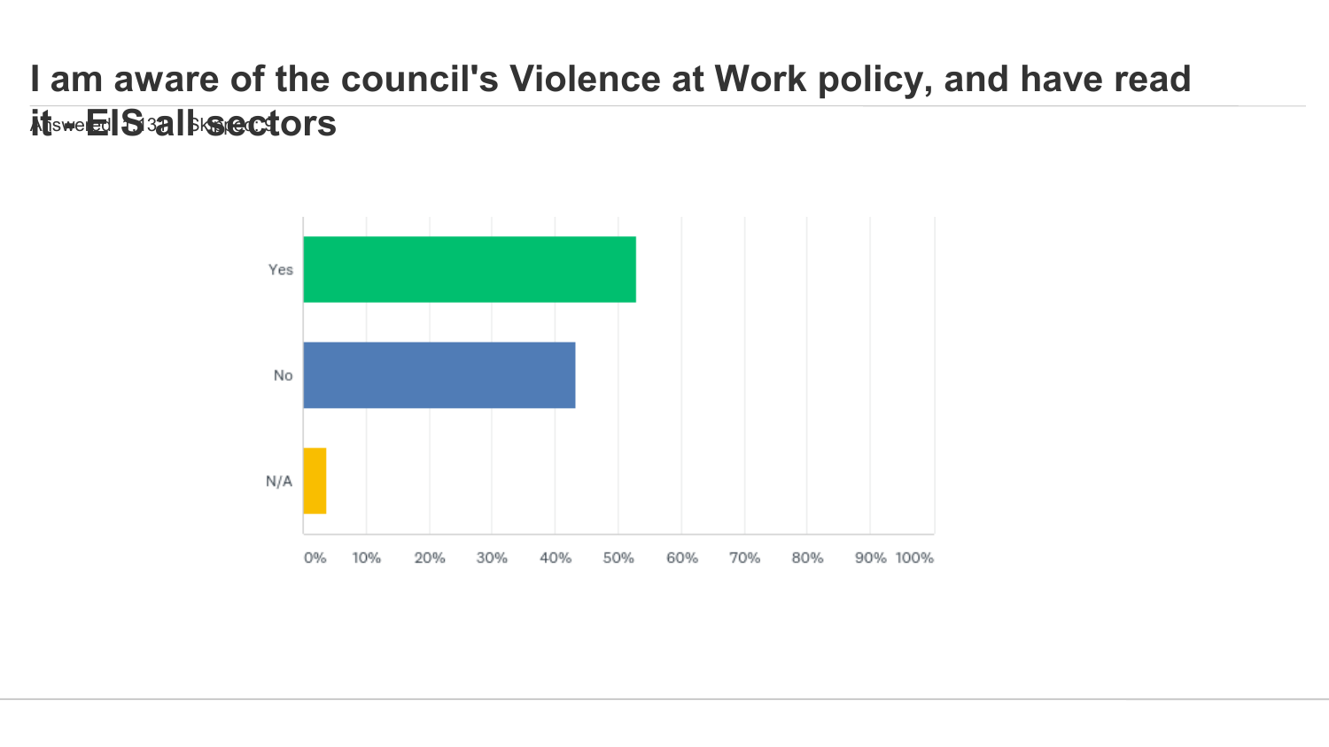# I am aware of the council's Violence at Work policy, and have read it - EIS all sectors

Answered: 1,131 Skipped: 9

Yes

No

N/A

0% 10% 20% 30% 40% 50% 60% 70% 80% 90% 100%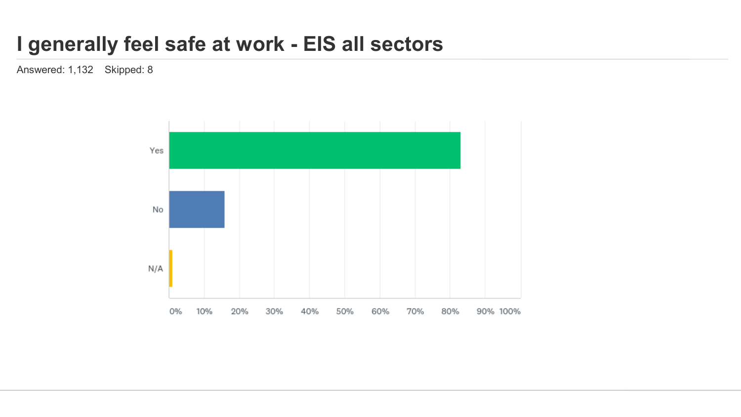# I generally feel safe at work - EIS all sectors

Answered: 1,132    Skipped: 8

| Answer | Approx. share |
|---|---|
| Yes | ~83% |
| No | ~16% |
| N/A | ~1% |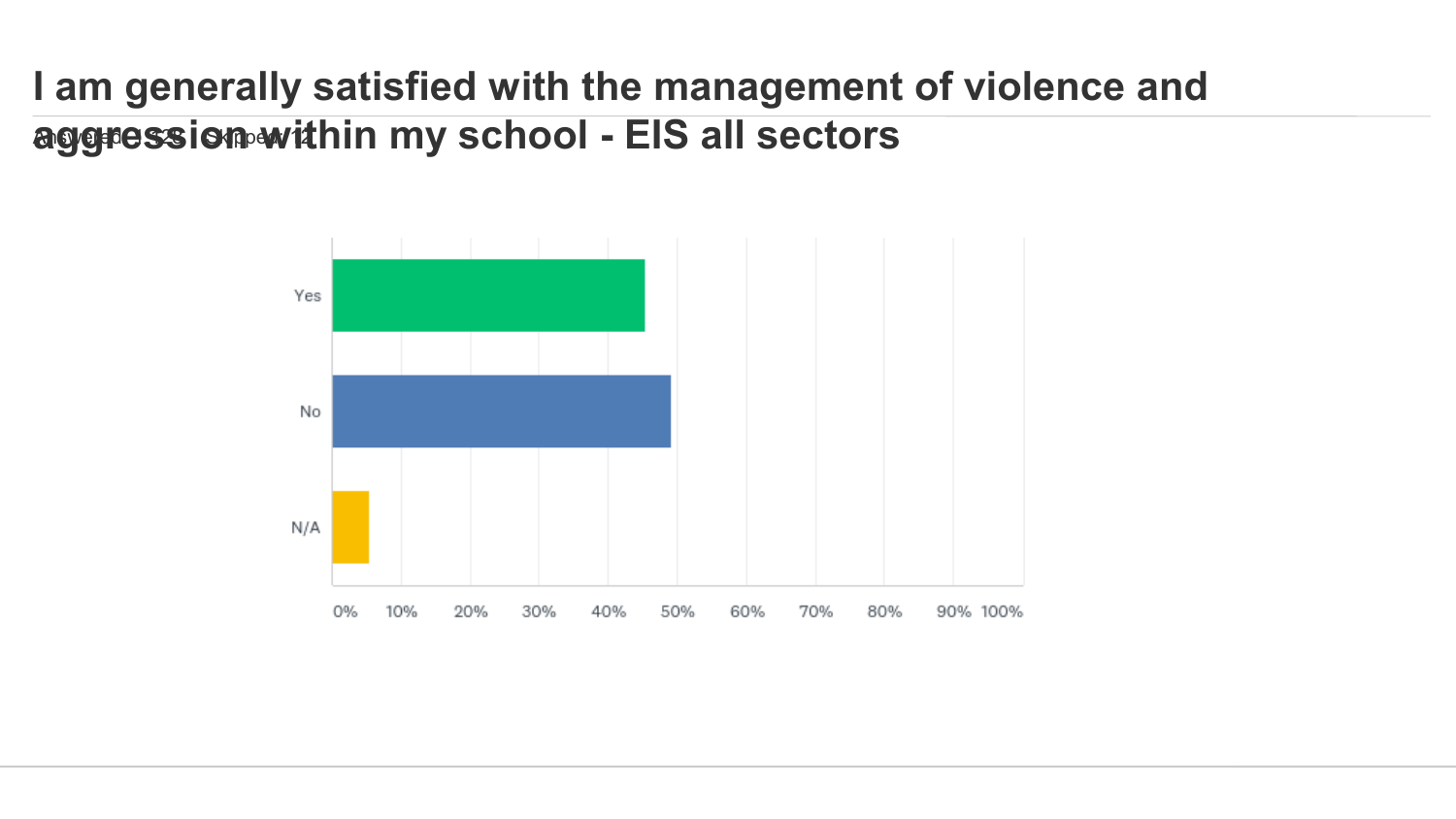# I am generally satisfied with the management of violence and aggression within my school - EIS all sectors

Answered: 1,526 Skipped: 12

Yes

No

N/A

0% 10% 20% 30% 40% 50% 60% 70% 80% 90% 100%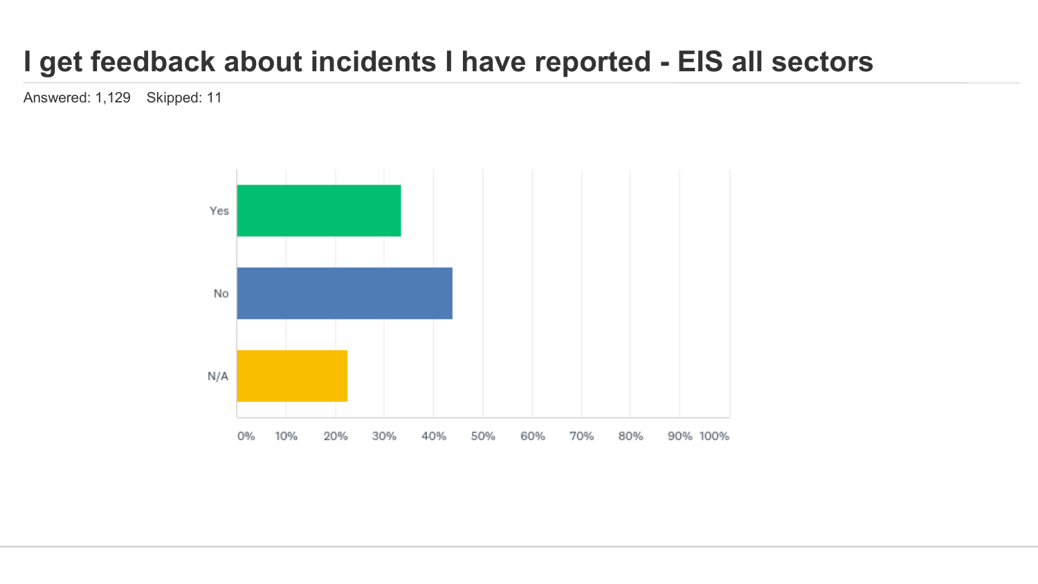# I get feedback about incidents I have reported - EIS all sectors

Answered: 1,129 Skipped: 11

Yes

No

N/A

0% 10% 20% 30% 40% 50% 60% 70% 80% 90% 100%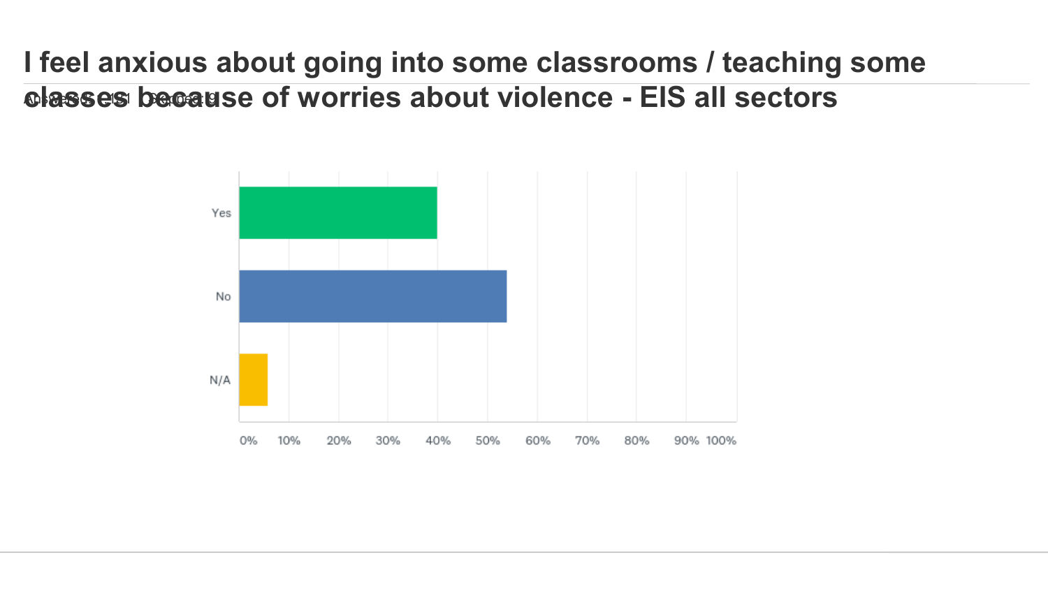# I feel anxious about going into some classrooms / teaching some classes because of worries about violence - EIS all sectors

Answered: 151 Skipped: 9

| Response | Approx. % |
| --- | --- |
| Yes | 40% |
| No | 54% |
| N/A | 6% |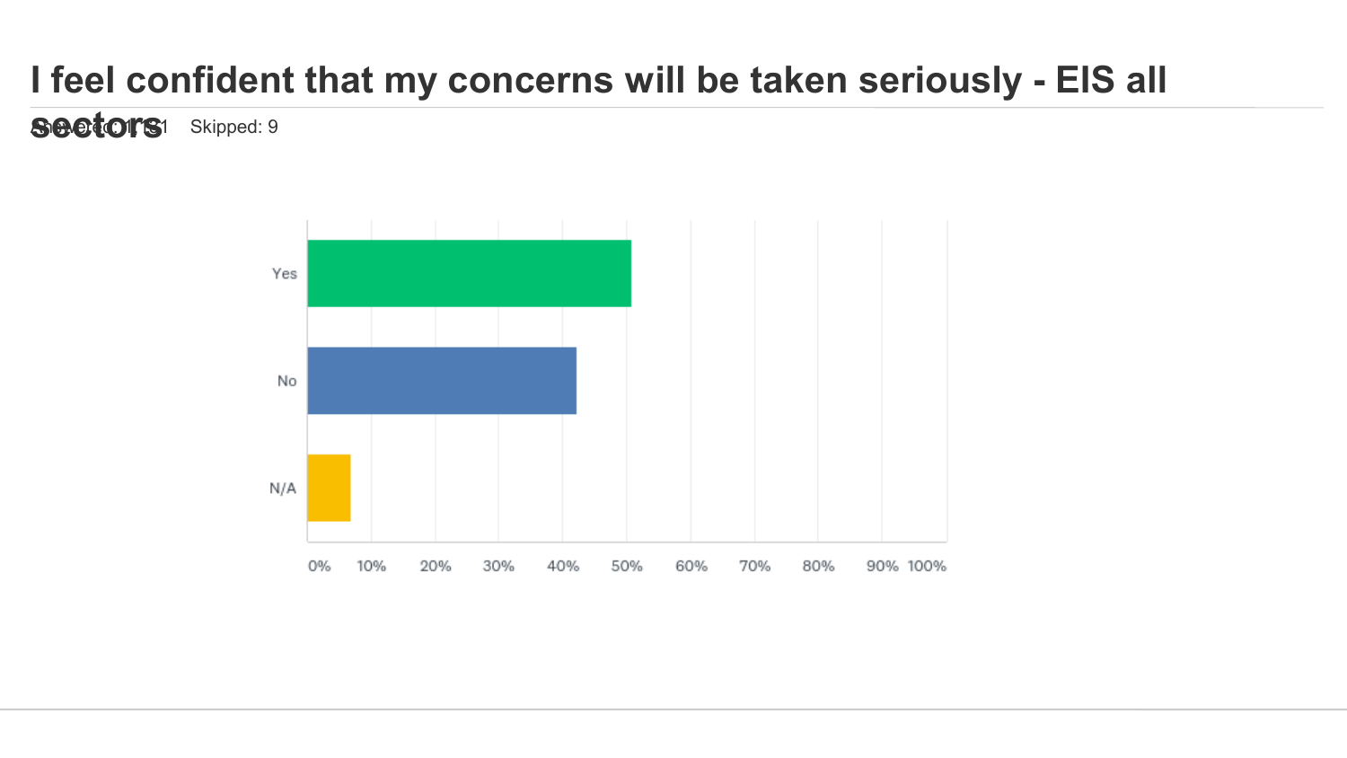# I feel confident that my concerns will be taken seriously - EIS all sectors

Answered: 1,131 Skipped: 9

Yes

No

N/A

0% 10% 20% 30% 40% 50% 60% 70% 80% 90% 100%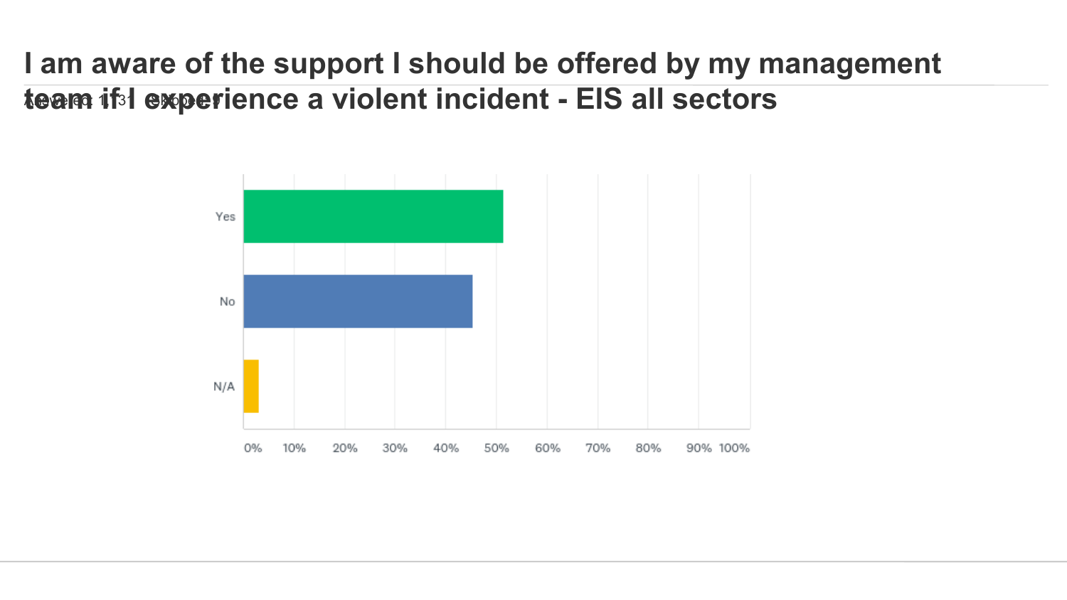# I am aware of the support I should be offered by my management team if I experience a violent incident - EIS all sectors

Answered: 1,131 Skipped: 9

| Response | Percentage |
|---|---|
| Yes | ~51% |
| No | ~45% |
| N/A | ~3% |

Yes

No

N/A

0% 10% 20% 30% 40% 50% 60% 70% 80% 90% 100%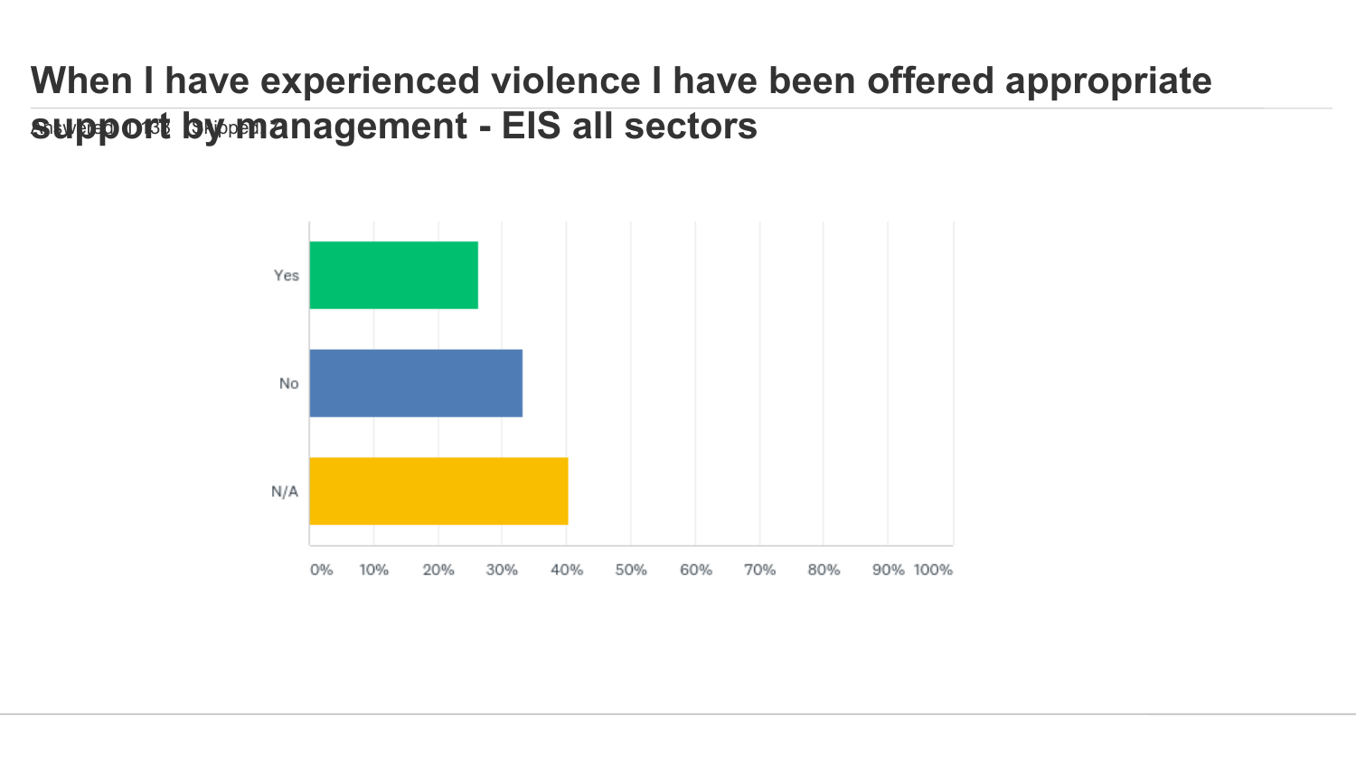# When I have experienced violence I have been offered appropriate support by management - EIS all sectors

Answered: 1,133 Skipped: 7

| Response | Percentage (approx.) |
| --- | --- |
| Yes | ~26% |
| No | ~33% |
| N/A | ~40% |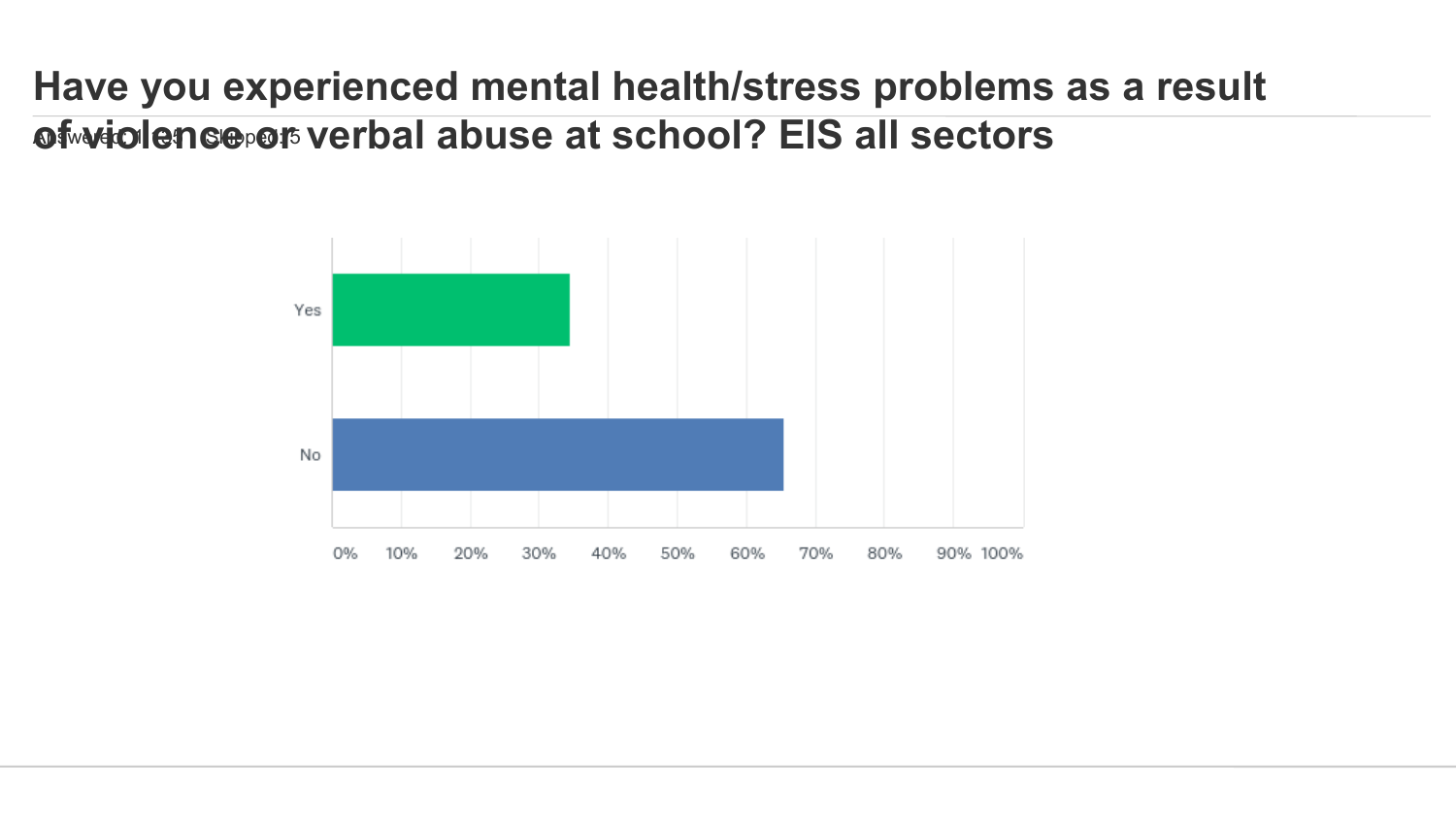# Have you experienced mental health/stress problems as a result of violence or verbal abuse at school? EIS all sectors

Answered: 1,125 Skipped: 5

| Answer | Percentage (approx.) |
|---|---|
| Yes | ~34% |
| No | ~65% |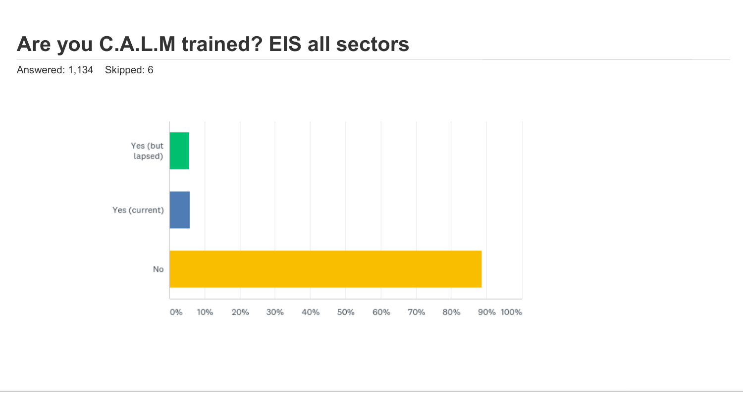# Are you C.A.L.M trained? EIS all sectors

Answered: 1,134    Skipped: 6

Yes (but lapsed)

Yes (current)

No

0% 10% 20% 30% 40% 50% 60% 70% 80% 90% 100%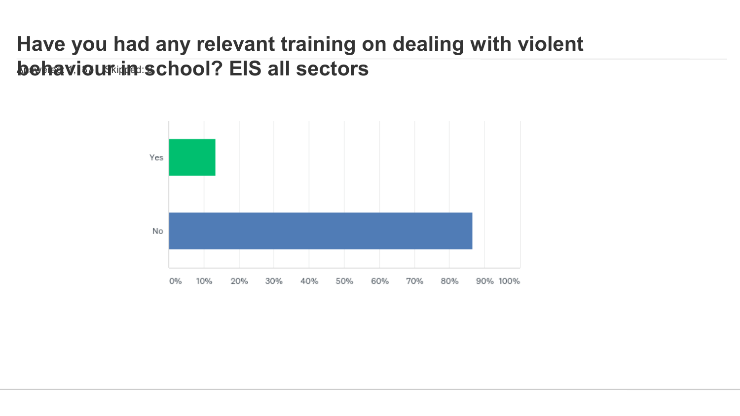# Have you had any relevant training on dealing with violent behaviour in school? EIS all sectors

Answered: 1,… Skipped: …

| | 0% | 10% | 20% | 30% | 40% | 50% | 60% | 70% | 80% | 90% | 100% |
|---|---|---|---|---|---|---|---|---|---|---|---|
| Yes | | | | | | | | | | | |
| No | | | | | | | | | | | |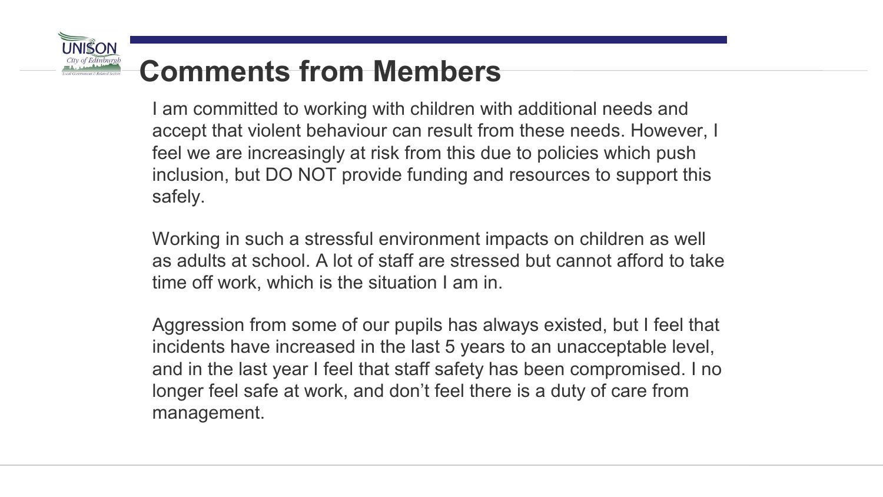# Comments from Members

I am committed to working with children with additional needs and accept that violent behaviour can result from these needs. However, I feel we are increasingly at risk from this due to policies which push inclusion, but DO NOT provide funding and resources to support this safely.

Working in such a stressful environment impacts on children as well as adults at school. A lot of staff are stressed but cannot afford to take time off work, which is the situation I am in.

Aggression from some of our pupils has always existed, but I feel that incidents have increased in the last 5 years to an unacceptable level, and in the last year I feel that staff safety has been compromised. I no longer feel safe at work, and don't feel there is a duty of care from management.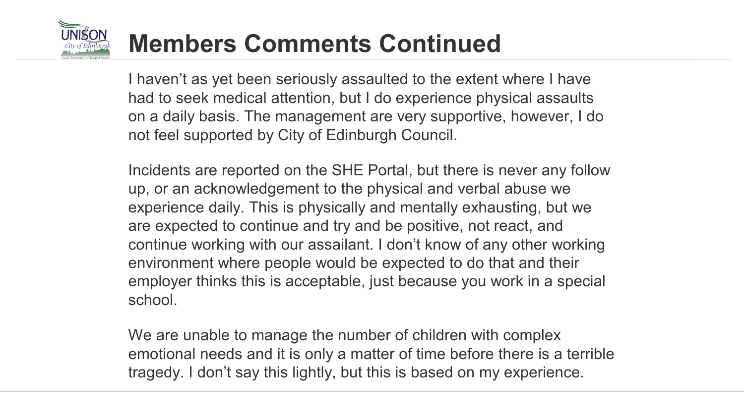# Members Comments Continued

I haven't as yet been seriously assaulted to the extent where I have had to seek medical attention, but I do experience physical assaults on a daily basis. The management are very supportive, however, I do not feel supported by City of Edinburgh Council.

Incidents are reported on the SHE Portal, but there is never any follow up, or an acknowledgement to the physical and verbal abuse we experience daily. This is physically and mentally exhausting, but we are expected to continue and try and be positive, not react, and continue working with our assailant. I don't know of any other working environment where people would be expected to do that and their employer thinks this is acceptable, just because you work in a special school.

We are unable to manage the number of children with complex emotional needs and it is only a matter of time before there is a terrible tragedy. I don't say this lightly, but this is based on my experience.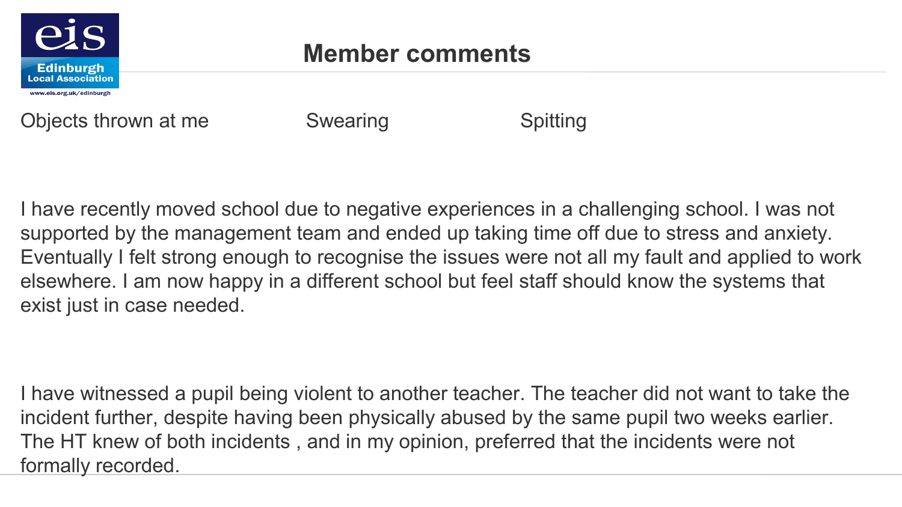# Member comments

Objects thrown at me

Swearing

Spitting

I have recently moved school due to negative experiences in a challenging school. I was not supported by the management team and ended up taking time off due to stress and anxiety. Eventually I felt strong enough to recognise the issues were not all my fault and applied to work elsewhere. I am now happy in a different school but feel staff should know the systems that exist just in case needed.

I have witnessed a pupil being violent to another teacher. The teacher did not want to take the incident further, despite having been physically abused by the same pupil two weeks earlier. The HT knew of both incidents , and in my opinion, preferred that the incidents were not formally recorded.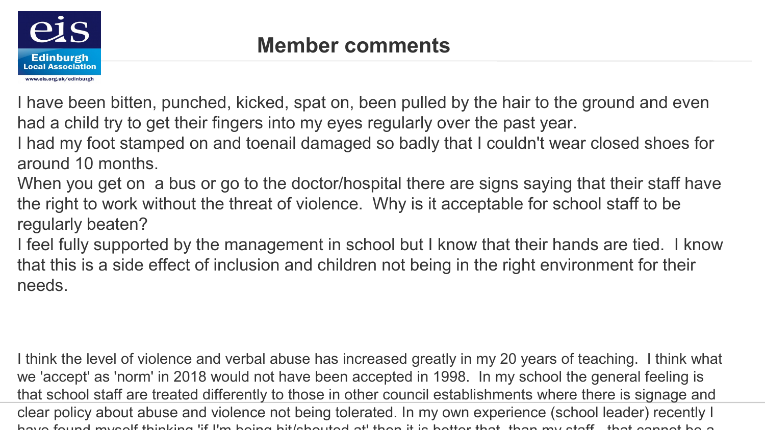# Member comments

I have been bitten, punched, kicked, spat on, been pulled by the hair to the ground and even had a child try to get their fingers into my eyes regularly over the past year.
I had my foot stamped on and toenail damaged so badly that I couldn't wear closed shoes for around 10 months.
When you get on a bus or go to the doctor/hospital there are signs saying that their staff have the right to work without the threat of violence. Why is it acceptable for school staff to be regularly beaten?
I feel fully supported by the management in school but I know that their hands are tied. I know that this is a side effect of inclusion and children not being in the right environment for their needs.

I think the level of violence and verbal abuse has increased greatly in my 20 years of teaching. I think what we 'accept' as 'norm' in 2018 would not have been accepted in 1998. In my school the general feeling is that school staff are treated differently to those in other council establishments where there is signage and clear policy about abuse and violence not being tolerated. In my own experience (school leader) recently I have found myself thinking 'if I'm being hit/shouted at' then it is better that than my staff - that cannot be a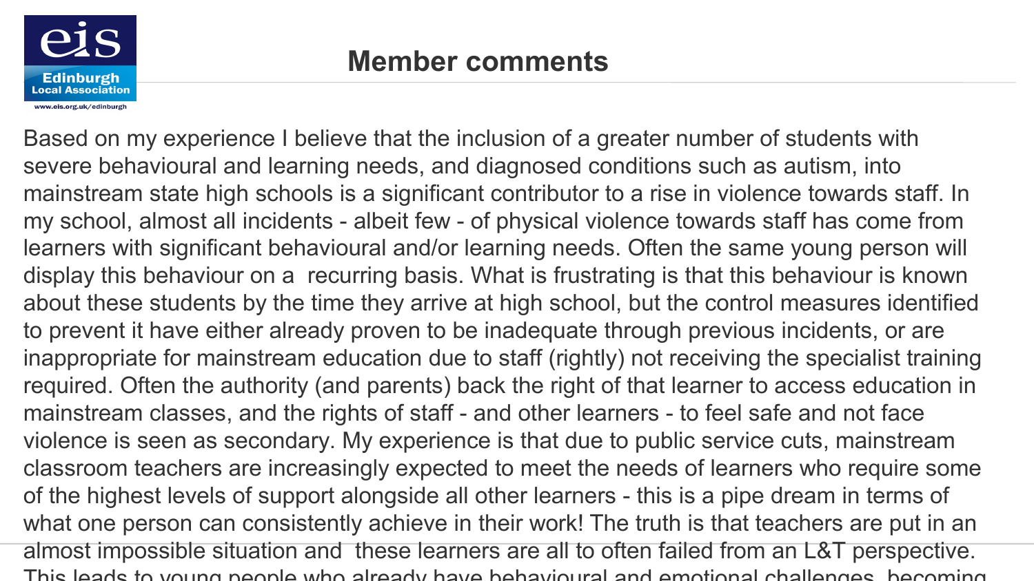# Member comments

Based on my experience I believe that the inclusion of a greater number of students with severe behavioural and learning needs, and diagnosed conditions such as autism, into mainstream state high schools is a significant contributor to a rise in violence towards staff. In my school, almost all incidents - albeit few - of physical violence towards staff has come from learners with significant behavioural and/or learning needs. Often the same young person will display this behaviour on a  recurring basis. What is frustrating is that this behaviour is known about these students by the time they arrive at high school, but the control measures identified to prevent it have either already proven to be inadequate through previous incidents, or are inappropriate for mainstream education due to staff (rightly) not receiving the specialist training required. Often the authority (and parents) back the right of that learner to access education in mainstream classes, and the rights of staff - and other learners - to feel safe and not face violence is seen as secondary. My experience is that due to public service cuts, mainstream classroom teachers are increasingly expected to meet the needs of learners who require some of the highest levels of support alongside all other learners - this is a pipe dream in terms of what one person can consistently achieve in their work! The truth is that teachers are put in an almost impossible situation and  these learners are all to often failed from an L&T perspective. This leads to young people who already have behavioural and emotional challenges, becoming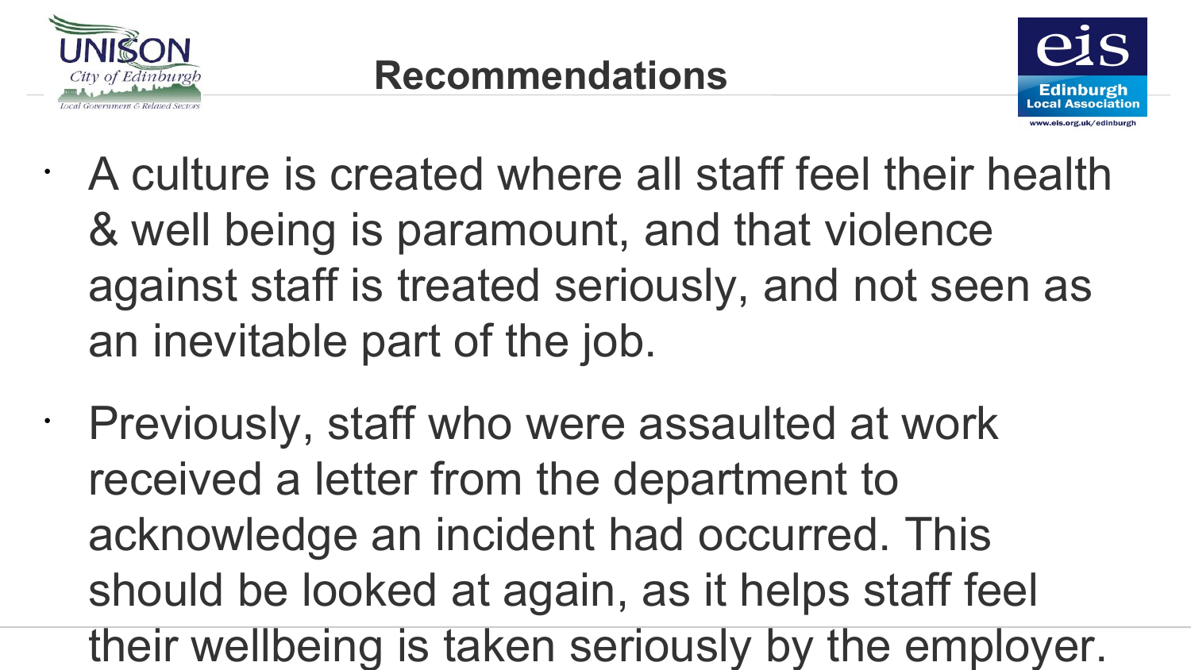## Recommendations

- A culture is created where all staff feel their health & well being is paramount, and that violence against staff is treated seriously, and not seen as an inevitable part of the job.
- Previously, staff who were assaulted at work received a letter from the department to acknowledge an incident had occurred. This should be looked at again, as it helps staff feel their wellbeing is taken seriously by the employer.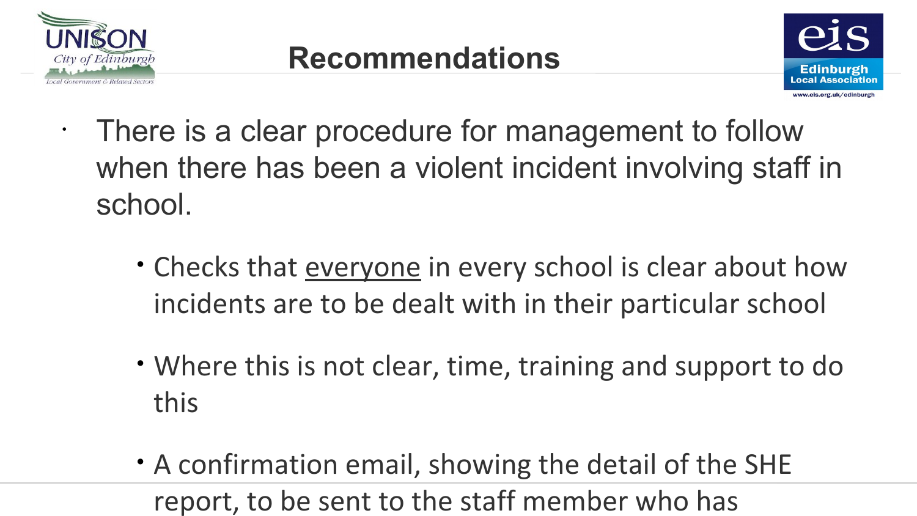## Recommendations

- There is a clear procedure for management to follow when there has been a violent incident involving staff in school.
  - Checks that <u>everyone</u> in every school is clear about how incidents are to be dealt with in their particular school
  - Where this is not clear, time, training and support to do this
  - A confirmation email, showing the detail of the SHE report, to be sent to the staff member who has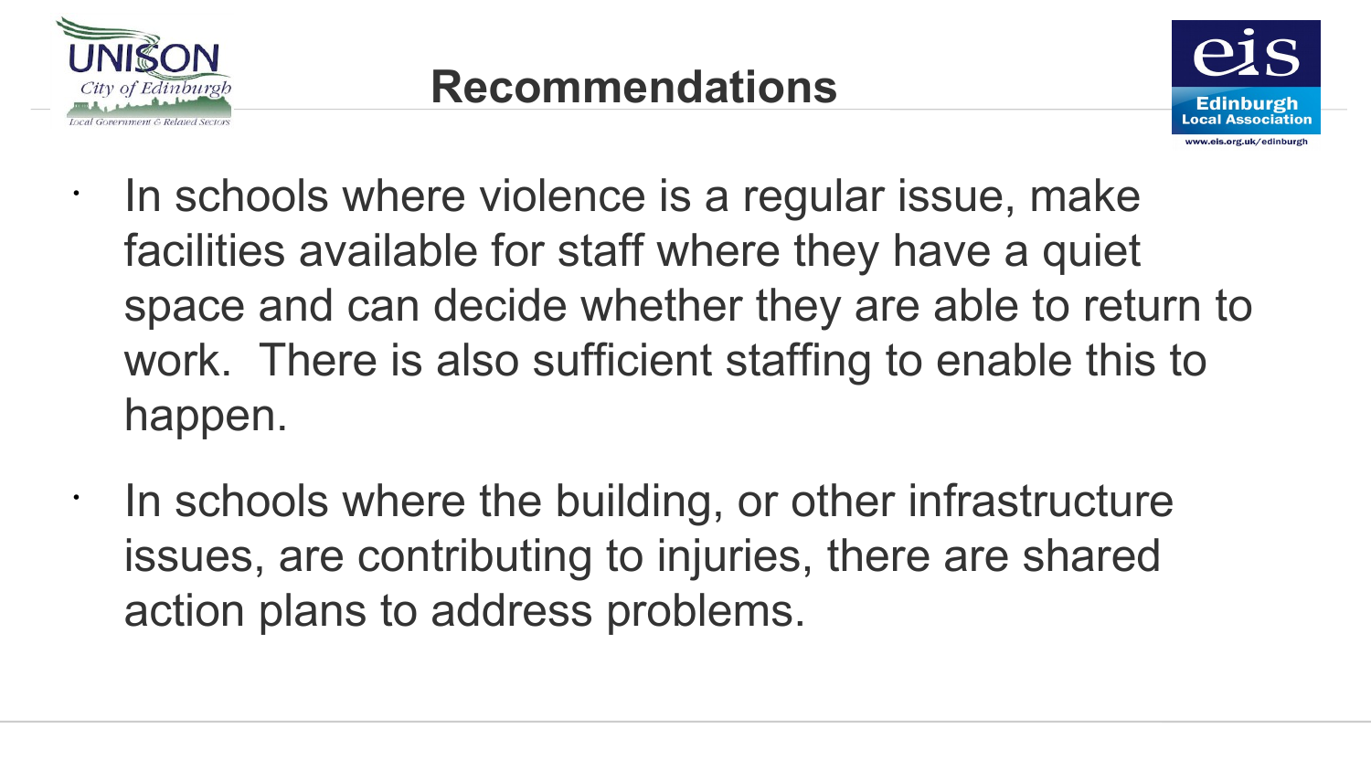# Recommendations

- In schools where violence is a regular issue, make facilities available for staff where they have a quiet space and can decide whether they are able to return to work. There is also sufficient staffing to enable this to happen.
- In schools where the building, or other infrastructure issues, are contributing to injuries, there are shared action plans to address problems.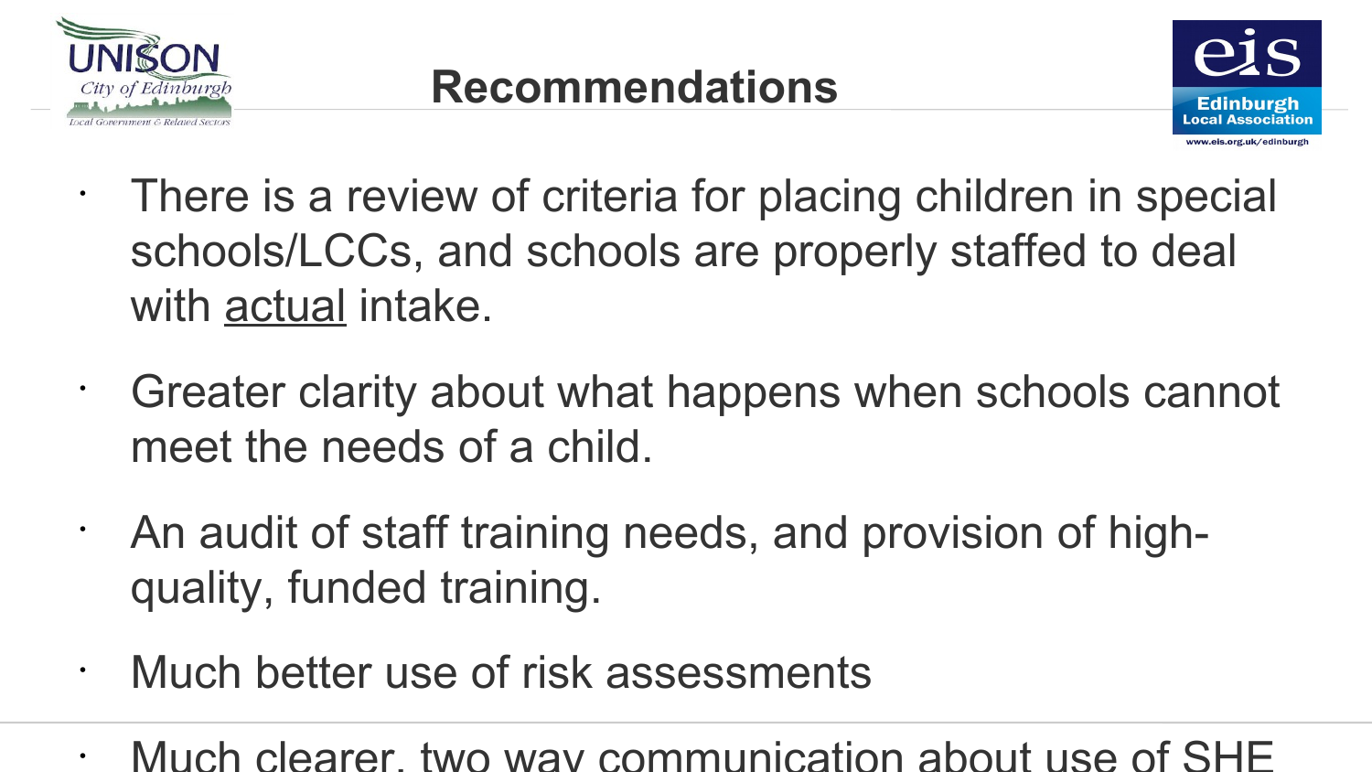# Recommendations

- There is a review of criteria for placing children in special schools/LCCs, and schools are properly staffed to deal with <u>actual</u> intake.
- Greater clarity about what happens when schools cannot meet the needs of a child.
- An audit of staff training needs, and provision of high-quality, funded training.
- Much better use of risk assessments
- Much clearer, two way communication about use of SHE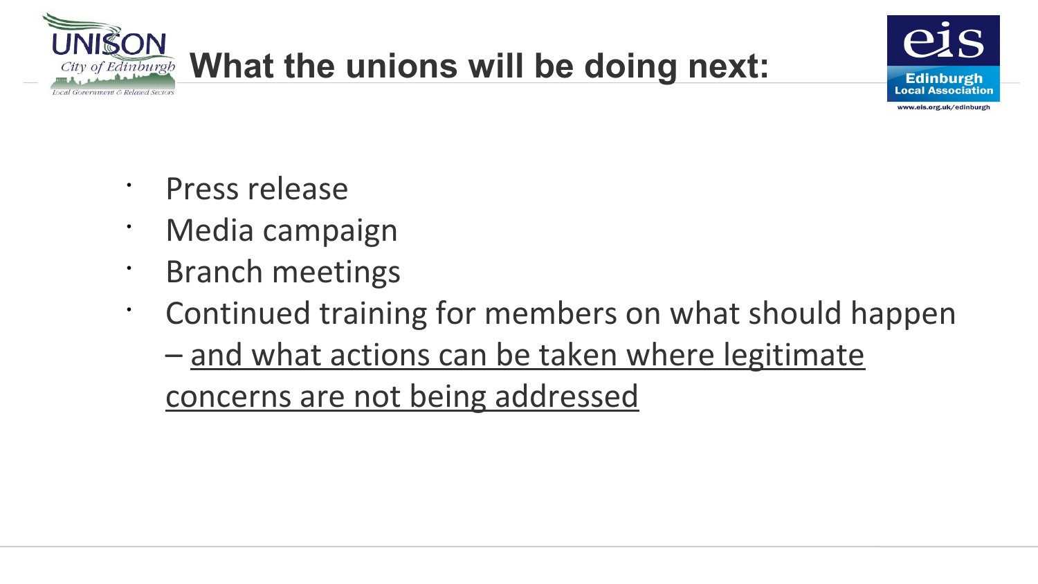# What the unions will be doing next:

- Press release
- Media campaign
- Branch meetings
- Continued training for members on what should happen – <u>and what actions can be taken where legitimate concerns are not being addressed</u>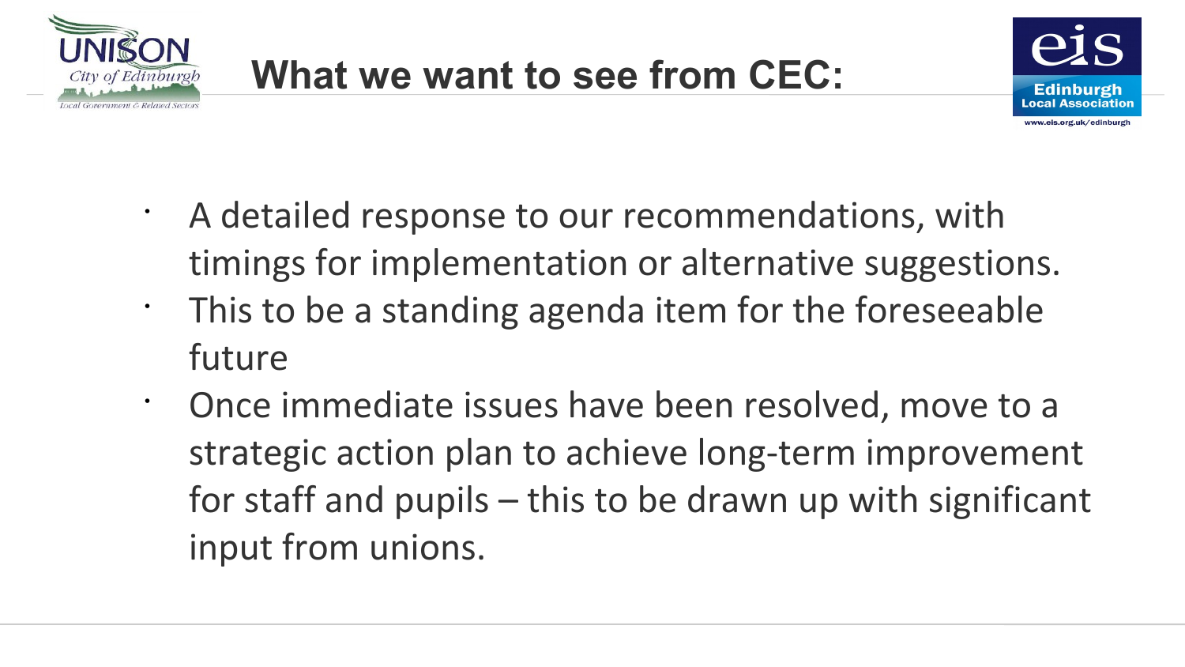# What we want to see from CEC:

- A detailed response to our recommendations, with timings for implementation or alternative suggestions.
- This to be a standing agenda item for the foreseeable future
- Once immediate issues have been resolved, move to a strategic action plan to achieve long-term improvement for staff and pupils – this to be drawn up with significant input from unions.